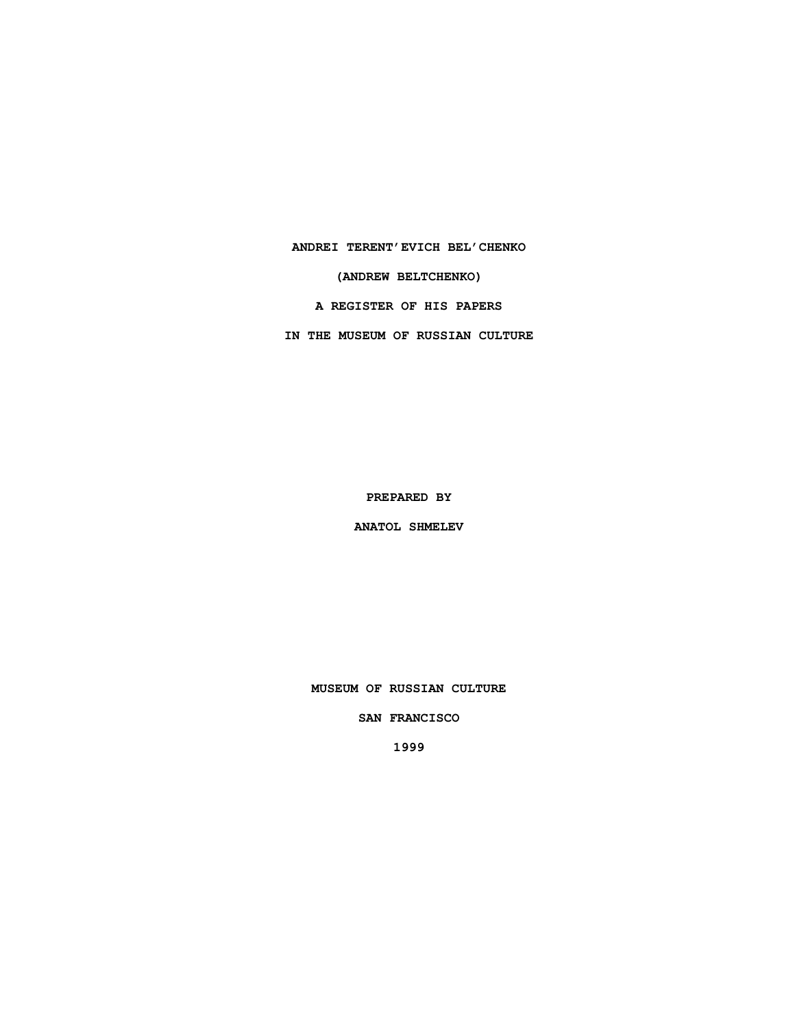# ANDREI TERENT'EVICH BEL'CHENKO

# (ANDREW BELTCHENKO)

# A REGISTER OF HIS PAPERS

# IN THE MUSEUM OF RUSSIAN CULTURE

**PREPARED BY**

**ANATOL SHMELEV**

**MUSEUM OF RUSSIAN CULTURE**

**SAN FRANCISCO**

**1999**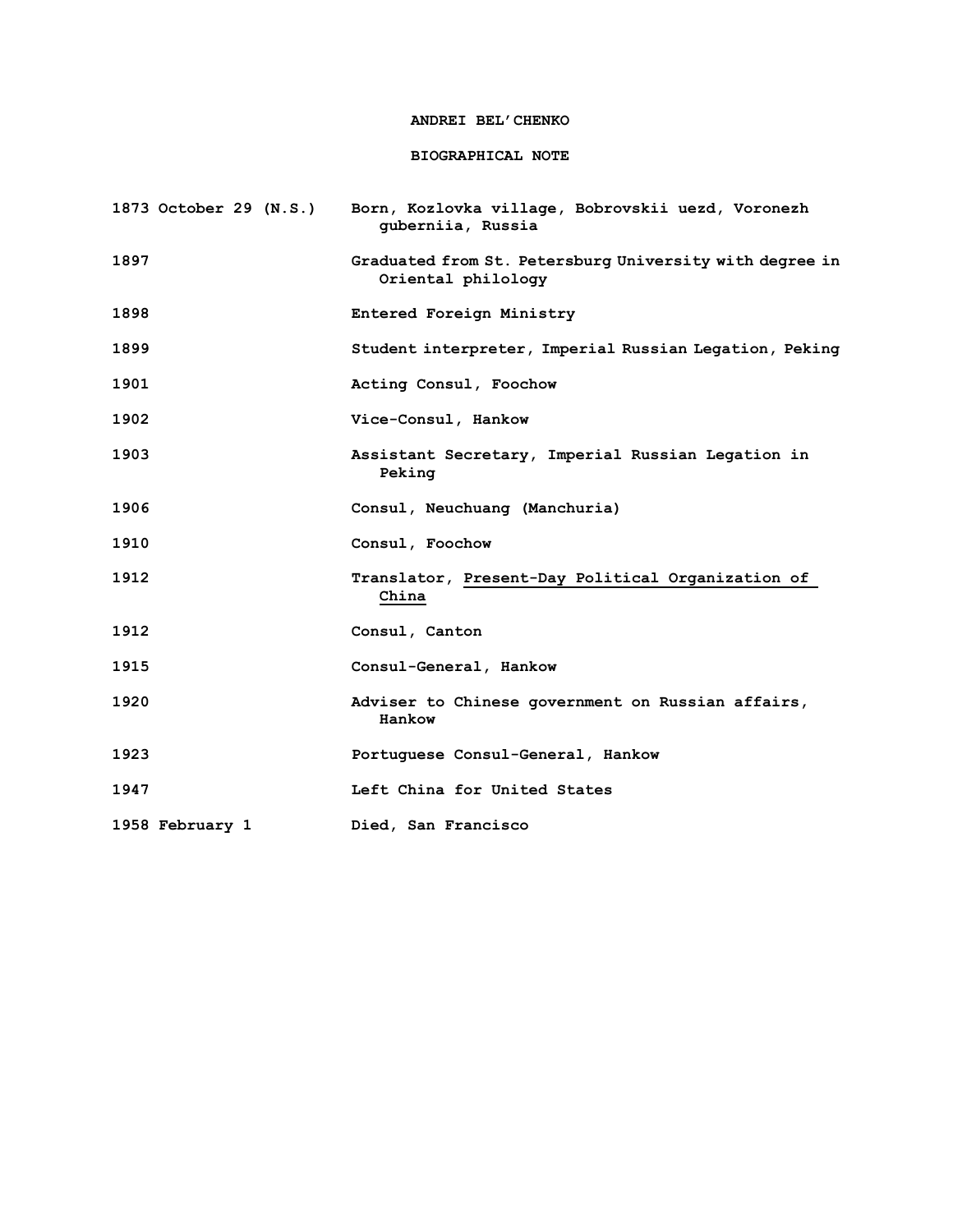# ANDREI BEL'CHENKO

## BIOGRAPHICAL NOTE

| | |
|---|---|
| 1873 October 29 (N.S.) | Born, Kozlovka village, Bobrovskii uezd, Voronezh guberniia, Russia |
| 1897 | Graduated from St. Petersburg University with degree in Oriental philology |
| 1898 | Entered Foreign Ministry |
| 1899 | Student interpreter, Imperial Russian Legation, Peking |
| 1901 | Acting Consul, Foochow |
| 1902 | Vice-Consul, Hankow |
| 1903 | Assistant Secretary, Imperial Russian Legation in Peking |
| 1906 | Consul, Neuchuang (Manchuria) |
| 1910 | Consul, Foochow |
| 1912 | Translator, <u>Present-Day Political Organization of China</u> |
| 1912 | Consul, Canton |
| 1915 | Consul-General, Hankow |
| 1920 | Adviser to Chinese government on Russian affairs, Hankow |
| 1923 | Portuguese Consul-General, Hankow |
| 1947 | Left China for United States |
| 1958 February 1 | Died, San Francisco |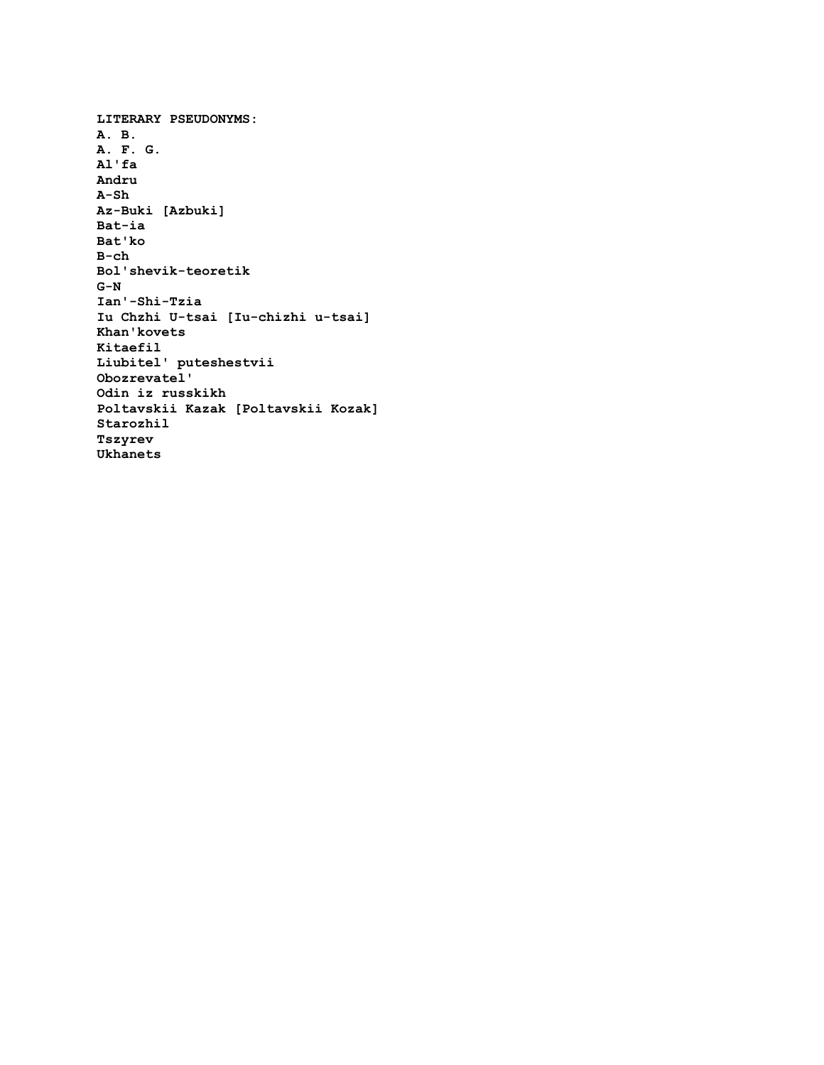**LITERARY PSEUDONYMS:**

**A. B.**
**A. F. G.**
**Al'fa**
**Andru**
**A-Sh**
**Az-Buki [Azbuki]**
**Bat-ia**
**Bat'ko**
**B-ch**
**Bol'shevik-teoretik**
**G-N**
**Ian'-Shi-Tzia**
**Iu Chzhi U-tsai [Iu-chizhi u-tsai]**
**Khan'kovets**
**Kitaefil**
**Liubitel' puteshestvii**
**Obozrevatel'**
**Odin iz russkikh**
**Poltavskii Kazak [Poltavskii Kozak]**
**Starozhil**
**Tszyrev**
**Ukhanets**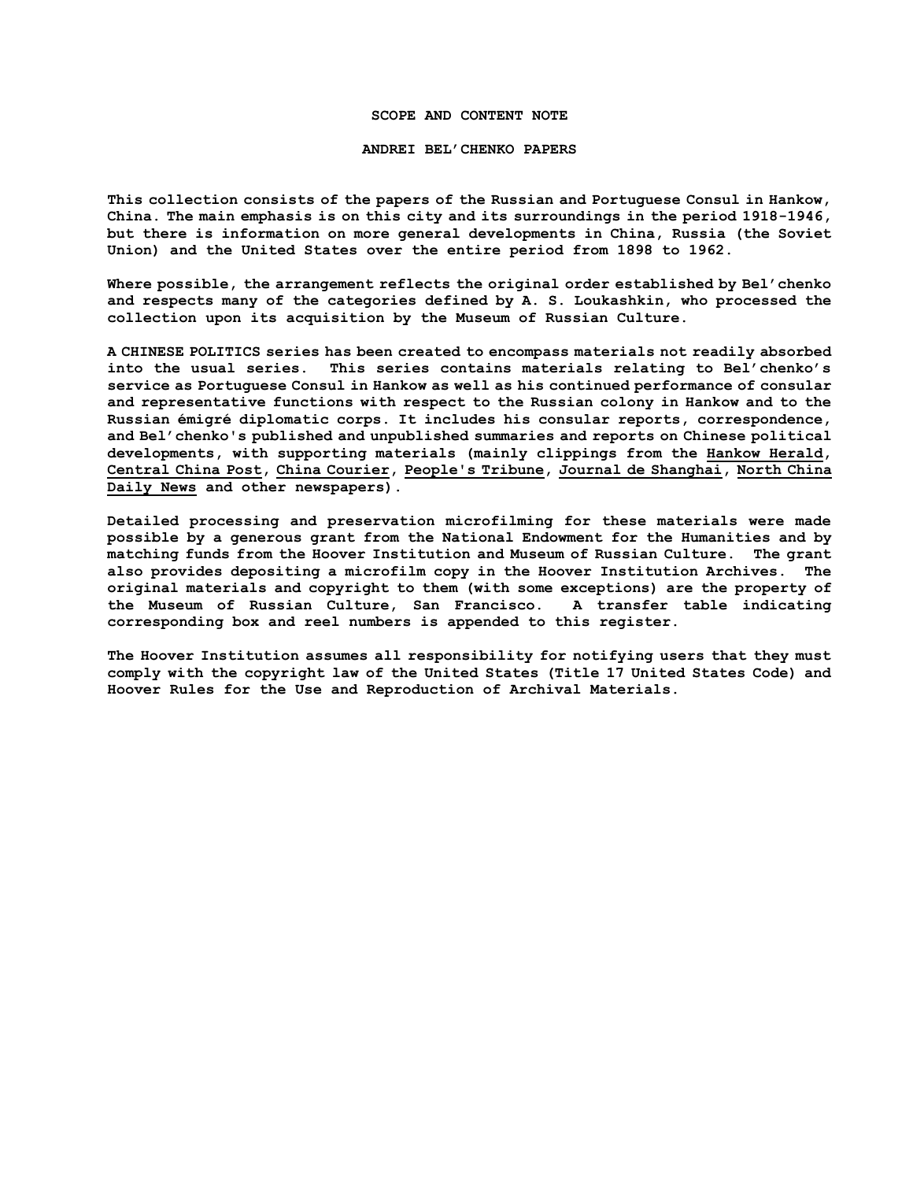## SCOPE AND CONTENT NOTE

## ANDREI BEL'CHENKO PAPERS

This collection consists of the papers of the Russian and Portuguese Consul in Hankow, China. The main emphasis is on this city and its surroundings in the period 1918-1946, but there is information on more general developments in China, Russia (the Soviet Union) and the United States over the entire period from 1898 to 1962.

Where possible, the arrangement reflects the original order established by Bel'chenko and respects many of the categories defined by A. S. Loukashkin, who processed the collection upon its acquisition by the Museum of Russian Culture.

A CHINESE POLITICS series has been created to encompass materials not readily absorbed into the usual series. This series contains materials relating to Bel'chenko's service as Portuguese Consul in Hankow as well as his continued performance of consular and representative functions with respect to the Russian colony in Hankow and to the Russian émigré diplomatic corps. It includes his consular reports, correspondence, and Bel'chenko's published and unpublished summaries and reports on Chinese political developments, with supporting materials (mainly clippings from the Hankow Herald, Central China Post, China Courier, People's Tribune, Journal de Shanghai, North China Daily News and other newspapers).

Detailed processing and preservation microfilming for these materials were made possible by a generous grant from the National Endowment for the Humanities and by matching funds from the Hoover Institution and Museum of Russian Culture. The grant also provides depositing a microfilm copy in the Hoover Institution Archives. The original materials and copyright to them (with some exceptions) are the property of the Museum of Russian Culture, San Francisco. A transfer table indicating corresponding box and reel numbers is appended to this register.

The Hoover Institution assumes all responsibility for notifying users that they must comply with the copyright law of the United States (Title 17 United States Code) and Hoover Rules for the Use and Reproduction of Archival Materials.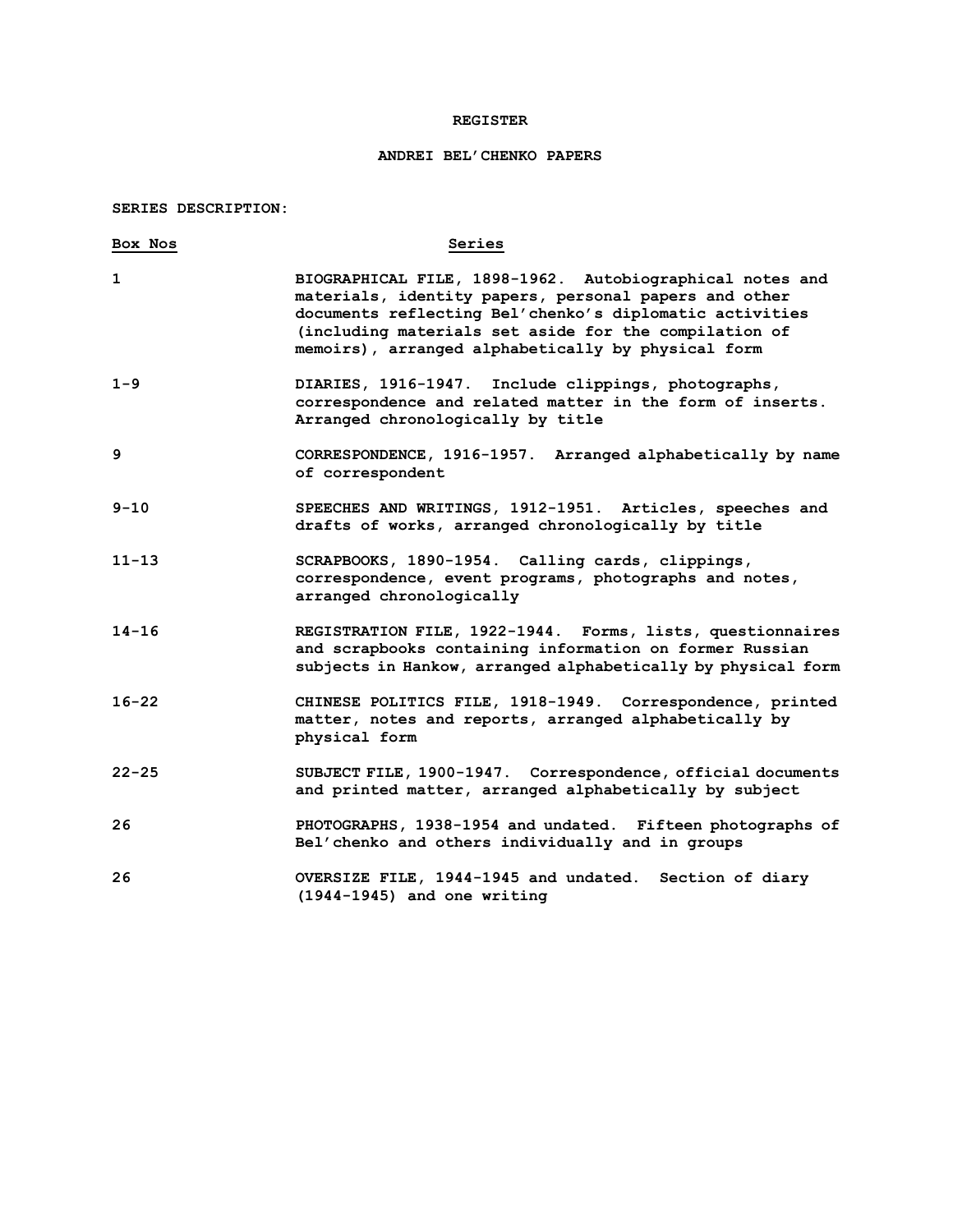**REGISTER**

**ANDREI BEL'CHENKO PAPERS**

**SERIES DESCRIPTION:**

| Box Nos | Series |
|---|---|
| 1 | BIOGRAPHICAL FILE, 1898-1962. Autobiographical notes and materials, identity papers, personal papers and other documents reflecting Bel'chenko's diplomatic activities (including materials set aside for the compilation of memoirs), arranged alphabetically by physical form |
| 1-9 | DIARIES, 1916-1947. Include clippings, photographs, correspondence and related matter in the form of inserts. Arranged chronologically by title |
| 9 | CORRESPONDENCE, 1916-1957. Arranged alphabetically by name of correspondent |
| 9-10 | SPEECHES AND WRITINGS, 1912-1951. Articles, speeches and drafts of works, arranged chronologically by title |
| 11-13 | SCRAPBOOKS, 1890-1954. Calling cards, clippings, correspondence, event programs, photographs and notes, arranged chronologically |
| 14-16 | REGISTRATION FILE, 1922-1944. Forms, lists, questionnaires and scrapbooks containing information on former Russian subjects in Hankow, arranged alphabetically by physical form |
| 16-22 | CHINESE POLITICS FILE, 1918-1949. Correspondence, printed matter, notes and reports, arranged alphabetically by physical form |
| 22-25 | SUBJECT FILE, 1900-1947. Correspondence, official documents and printed matter, arranged alphabetically by subject |
| 26 | PHOTOGRAPHS, 1938-1954 and undated. Fifteen photographs of Bel'chenko and others individually and in groups |
| 26 | OVERSIZE FILE, 1944-1945 and undated. Section of diary (1944-1945) and one writing |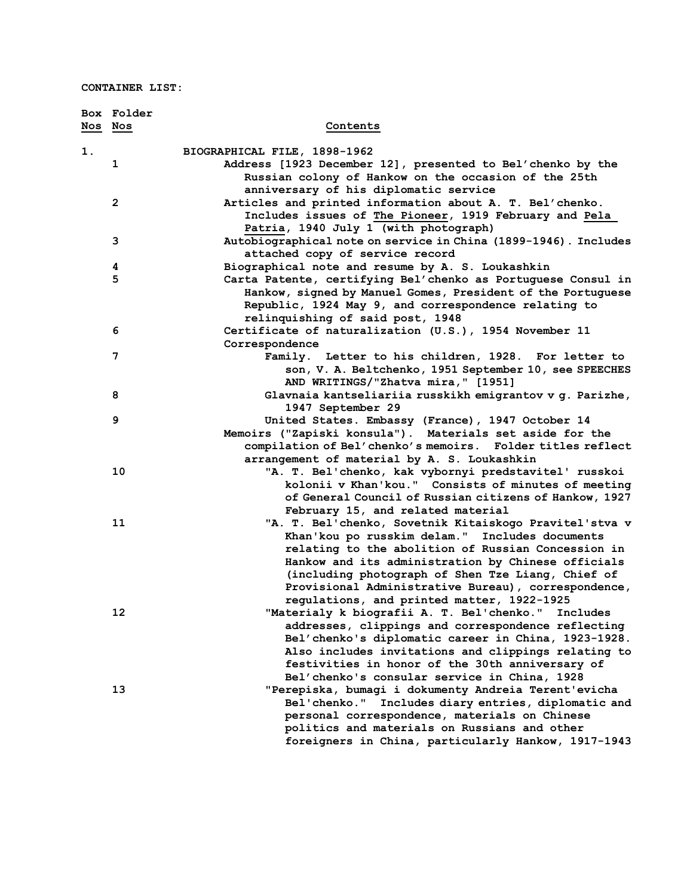CONTAINER LIST:

| Box Nos | Folder Nos | Contents |
|---|---|---|
| 1. | | BIOGRAPHICAL FILE, 1898-1962 |
| | 1 | Address [1923 December 12], presented to Bel'chenko by the Russian colony of Hankow on the occasion of the 25th anniversary of his diplomatic service |
| | 2 | Articles and printed information about A. T. Bel'chenko. Includes issues of <u>The Pioneer</u>, 1919 February and <u>Pela Patria</u>, 1940 July 1 (with photograph) |
| | 3 | Autobiographical note on service in China (1899-1946). Includes attached copy of service record |
| | 4 | Biographical note and resume by A. S. Loukashkin |
| | 5 | Carta Patente, certifying Bel'chenko as Portuguese Consul in Hankow, signed by Manuel Gomes, President of the Portuguese Republic, 1924 May 9, and correspondence relating to relinquishing of said post, 1948 |
| | 6 | Certificate of naturalization (U.S.), 1954 November 11 |
| | | Correspondence |
| | 7 | Family. Letter to his children, 1928. For letter to son, V. A. Beltchenko, 1951 September 10, see SPEECHES AND WRITINGS/"Zhatva mira," [1951] |
| | 8 | Glavnaia kantseliariia russkikh emigrantov v g. Parizhe, 1947 September 29 |
| | 9 | United States. Embassy (France), 1947 October 14 |
| | | Memoirs ("Zapiski konsula"). Materials set aside for the compilation of Bel'chenko's memoirs. Folder titles reflect arrangement of material by A. S. Loukashkin |
| | 10 | "A. T. Bel'chenko, kak vybornyi predstavitel' russkoi kolonii v Khan'kou." Consists of minutes of meeting of General Council of Russian citizens of Hankow, 1927 February 15, and related material |
| | 11 | "A. T. Bel'chenko, Sovetnik Kitaiskogo Pravitel'stva v Khan'kou po russkim delam." Includes documents relating to the abolition of Russian Concession in Hankow and its administration by Chinese officials (including photograph of Shen Tze Liang, Chief of Provisional Administrative Bureau), correspondence, regulations, and printed matter, 1922-1925 |
| | 12 | "Materialy k biografii A. T. Bel'chenko." Includes addresses, clippings and correspondence reflecting Bel'chenko's diplomatic career in China, 1923-1928. Also includes invitations and clippings relating to festivities in honor of the 30th anniversary of Bel'chenko's consular service in China, 1928 |
| | 13 | "Perepiska, bumagi i dokumenty Andreia Terent'evicha Bel'chenko." Includes diary entries, diplomatic and personal correspondence, materials on Chinese politics and materials on Russians and other foreigners in China, particularly Hankow, 1917-1943 |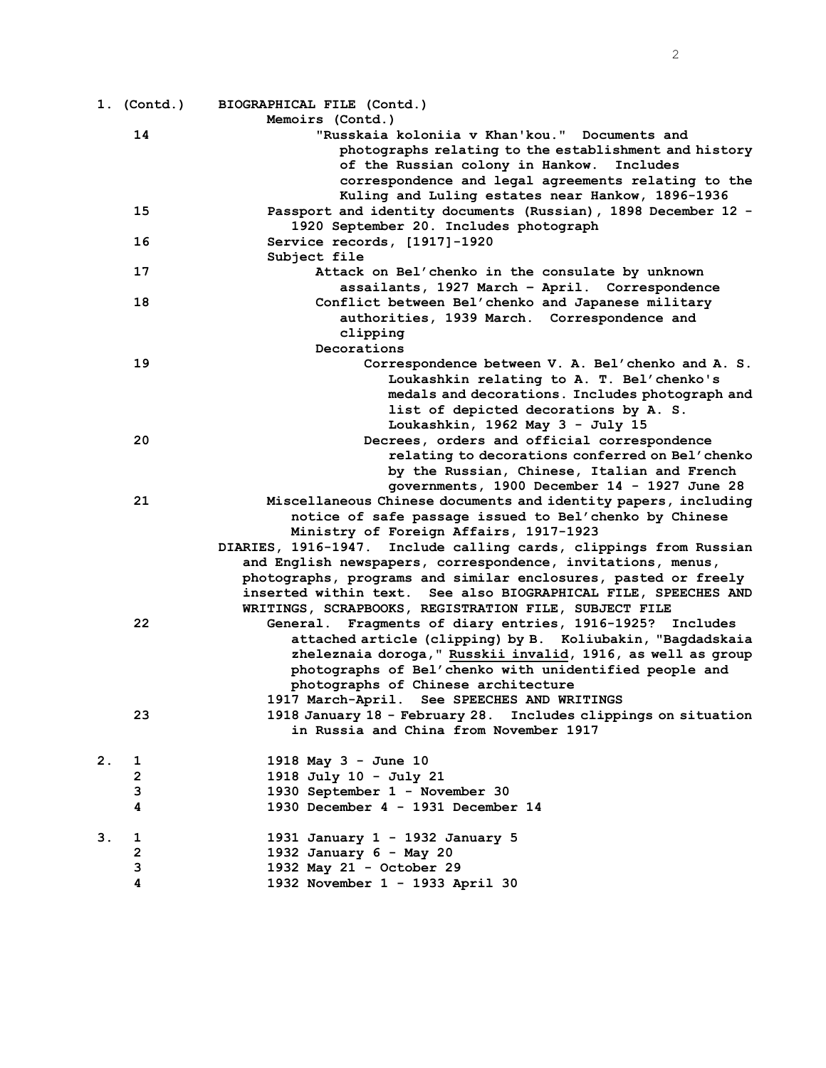1. (Contd.) BIOGRAPHICAL FILE (Contd.)

Memoirs (Contd.)

| Box | Folder | Description |
|---|---|---|
| | 14 | "Russkaia koloniia v Khan'kou." Documents and photographs relating to the establishment and history of the Russian colony in Hankow. Includes correspondence and legal agreements relating to the Kuling and Luling estates near Hankow, 1896-1936 |
| | 15 | Passport and identity documents (Russian), 1898 December 12 - 1920 September 20. Includes photograph |
| | 16 | Service records, [1917]-1920 |
| | | Subject file |
| | 17 | Attack on Bel'chenko in the consulate by unknown assailants, 1927 March – April. Correspondence |
| | 18 | Conflict between Bel'chenko and Japanese military authorities, 1939 March. Correspondence and clipping |
| | | Decorations |
| | 19 | Correspondence between V. A. Bel'chenko and A. S. Loukashkin relating to A. T. Bel'chenko's medals and decorations. Includes photograph and list of depicted decorations by A. S. Loukashkin, 1962 May 3 - July 15 |
| | 20 | Decrees, orders and official correspondence relating to decorations conferred on Bel'chenko by the Russian, Chinese, Italian and French governments, 1900 December 14 - 1927 June 28 |
| | 21 | Miscellaneous Chinese documents and identity papers, including notice of safe passage issued to Bel'chenko by Chinese Ministry of Foreign Affairs, 1917-1923 |

DIARIES, 1916-1947. Include calling cards, clippings from Russian and English newspapers, correspondence, invitations, menus, photographs, programs and similar enclosures, pasted or freely inserted within text. See also BIOGRAPHICAL FILE, SPEECHES AND WRITINGS, SCRAPBOOKS, REGISTRATION FILE, SUBJECT FILE

| Box | Folder | Description |
|---|---|---|
| | 22 | General. Fragments of diary entries, 1916-1925? Includes attached article (clipping) by B. Koliubakin, "Bagdadskaia zheleznaia doroga," Russkii invalid, 1916, as well as group photographs of Bel'chenko with unidentified people and photographs of Chinese architecture |
| | | 1917 March-April. See SPEECHES AND WRITINGS |
| | 23 | 1918 January 18 - February 28. Includes clippings on situation in Russia and China from November 1917 |
| 2. | 1 | 1918 May 3 - June 10 |
| | 2 | 1918 July 10 - July 21 |
| | 3 | 1930 September 1 - November 30 |
| | 4 | 1930 December 4 - 1931 December 14 |
| 3. | 1 | 1931 January 1 - 1932 January 5 |
| | 2 | 1932 January 6 - May 20 |
| | 3 | 1932 May 21 - October 29 |
| | 4 | 1932 November 1 - 1933 April 30 |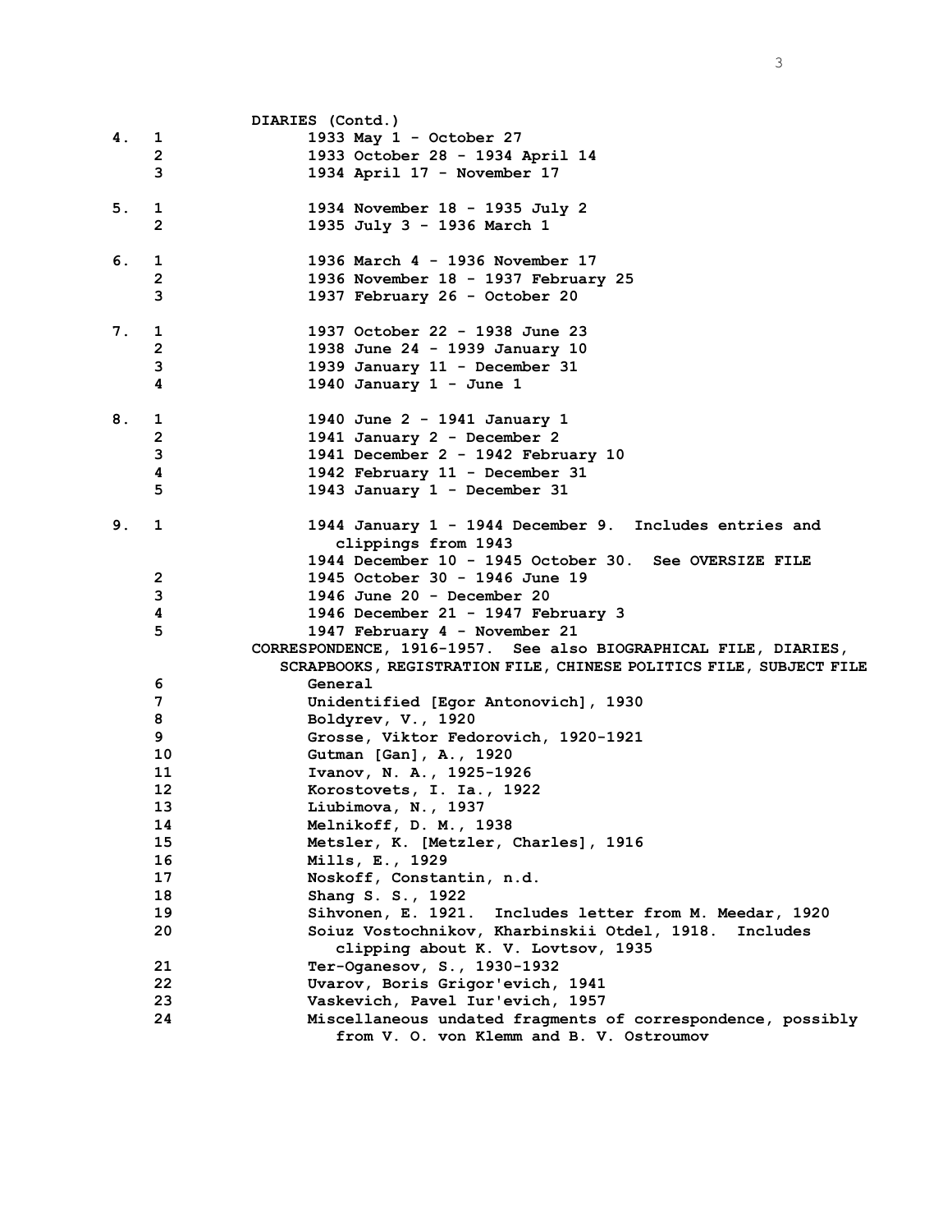DIARIES (Contd.)

| Box | Folder | Contents |
|---|---|---|
| 4. | 1 | 1933 May 1 - October 27 |
| | 2 | 1933 October 28 - 1934 April 14 |
| | 3 | 1934 April 17 - November 17 |
| 5. | 1 | 1934 November 18 - 1935 July 2 |
| | 2 | 1935 July 3 - 1936 March 1 |
| 6. | 1 | 1936 March 4 - 1936 November 17 |
| | 2 | 1936 November 18 - 1937 February 25 |
| | 3 | 1937 February 26 - October 20 |
| 7. | 1 | 1937 October 22 - 1938 June 23 |
| | 2 | 1938 June 24 - 1939 January 10 |
| | 3 | 1939 January 11 - December 31 |
| | 4 | 1940 January 1 - June 1 |
| 8. | 1 | 1940 June 2 - 1941 January 1 |
| | 2 | 1941 January 2 - December 2 |
| | 3 | 1941 December 2 - 1942 February 10 |
| | 4 | 1942 February 11 - December 31 |
| | 5 | 1943 January 1 - December 31 |
| 9. | 1 | 1944 January 1 - 1944 December 9. Includes entries and clippings from 1943 |
| | | 1944 December 10 - 1945 October 30. See OVERSIZE FILE |
| | 2 | 1945 October 30 - 1946 June 19 |
| | 3 | 1946 June 20 - December 20 |
| | 4 | 1946 December 21 - 1947 February 3 |
| | 5 | 1947 February 4 - November 21 |

CORRESPONDENCE, 1916-1957. See also BIOGRAPHICAL FILE, DIARIES, SCRAPBOOKS, REGISTRATION FILE, CHINESE POLITICS FILE, SUBJECT FILE

| Box | Folder | Contents |
|---|---|---|
| | 6 | General |
| | 7 | Unidentified [Egor Antonovich], 1930 |
| | 8 | Boldyrev, V., 1920 |
| | 9 | Grosse, Viktor Fedorovich, 1920-1921 |
| | 10 | Gutman [Gan], A., 1920 |
| | 11 | Ivanov, N. A., 1925-1926 |
| | 12 | Korostovets, I. Ia., 1922 |
| | 13 | Liubimova, N., 1937 |
| | 14 | Melnikoff, D. M., 1938 |
| | 15 | Metsler, K. [Metzler, Charles], 1916 |
| | 16 | Mills, E., 1929 |
| | 17 | Noskoff, Constantin, n.d. |
| | 18 | Shang S. S., 1922 |
| | 19 | Sihvonen, E. 1921. Includes letter from M. Meedar, 1920 |
| | 20 | Soiuz Vostochnikov, Kharbinskii Otdel, 1918. Includes clipping about K. V. Lovtsov, 1935 |
| | 21 | Ter-Oganesov, S., 1930-1932 |
| | 22 | Uvarov, Boris Grigor'evich, 1941 |
| | 23 | Vaskevich, Pavel Iur'evich, 1957 |
| | 24 | Miscellaneous undated fragments of correspondence, possibly from V. O. von Klemm and B. V. Ostroumov |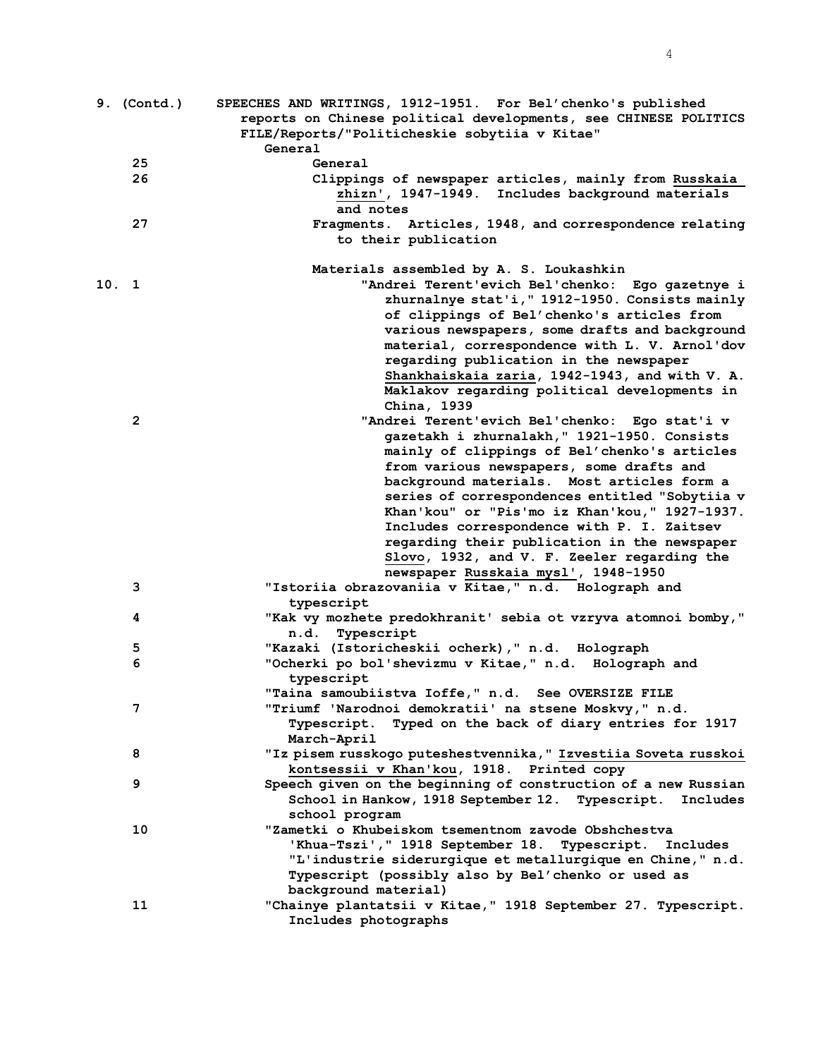**9. (Contd.)** SPEECHES AND WRITINGS, 1912-1951. For Bel'chenko's published reports on Chinese political developments, see CHINESE POLITICS FILE/Reports/"Politicheskie sobytiia v Kitae"

General

25 General

26 Clippings of newspaper articles, mainly from Russkaia zhizn', 1947-1949. Includes background materials and notes

27 Fragments. Articles, 1948, and correspondence relating to their publication

Materials assembled by A. S. Loukashkin

**10.** 1 "Andrei Terent'evich Bel'chenko: Ego gazetnye i zhurnalnye stat'i," 1912-1950. Consists mainly of clippings of Bel'chenko's articles from various newspapers, some drafts and background material, correspondence with L. V. Arnol'dov regarding publication in the newspaper Shankhaiskaia zaria, 1942-1943, and with V. A. Maklakov regarding political developments in China, 1939

2 "Andrei Terent'evich Bel'chenko: Ego stat'i v gazetakh i zhurnalakh," 1921-1950. Consists mainly of clippings of Bel'chenko's articles from various newspapers, some drafts and background materials. Most articles form a series of correspondences entitled "Sobytiia v Khan'kou" or "Pis'mo iz Khan'kou," 1927-1937. Includes correspondence with P. I. Zaitsev regarding their publication in the newspaper Slovo, 1932, and V. F. Zeeler regarding the newspaper Russkaia mysl', 1948-1950

3 "Istoriia obrazovaniia v Kitae," n.d. Holograph and typescript

4 "Kak vy mozhete predokhranit' sebia ot vzryva atomnoi bomby," n.d. Typescript

5 "Kazaki (Istoricheskii ocherk)," n.d. Holograph

6 "Ocherki po bol'shevizmu v Kitae," n.d. Holograph and typescript

"Taina samoubiistva Ioffe," n.d. See OVERSIZE FILE

7 "Triumf 'Narodnoi demokratii' na stsene Moskvy," n.d. Typescript. Typed on the back of diary entries for 1917 March-April

8 "Iz pisem russkogo puteshestvennika," Izvestiia Soveta russkoi kontsessii v Khan'kou, 1918. Printed copy

9 Speech given on the beginning of construction of a new Russian School in Hankow, 1918 September 12. Typescript. Includes school program

10 "Zametki o Khubeiskom tsementnom zavode Obshchestva 'Khua-Tszi'," 1918 September 18. Typescript. Includes "L'industrie siderurgique et metallurgique en Chine," n.d. Typescript (possibly also by Bel'chenko or used as background material)

11 "Chainye plantatsii v Kitae," 1918 September 27. Typescript. Includes photographs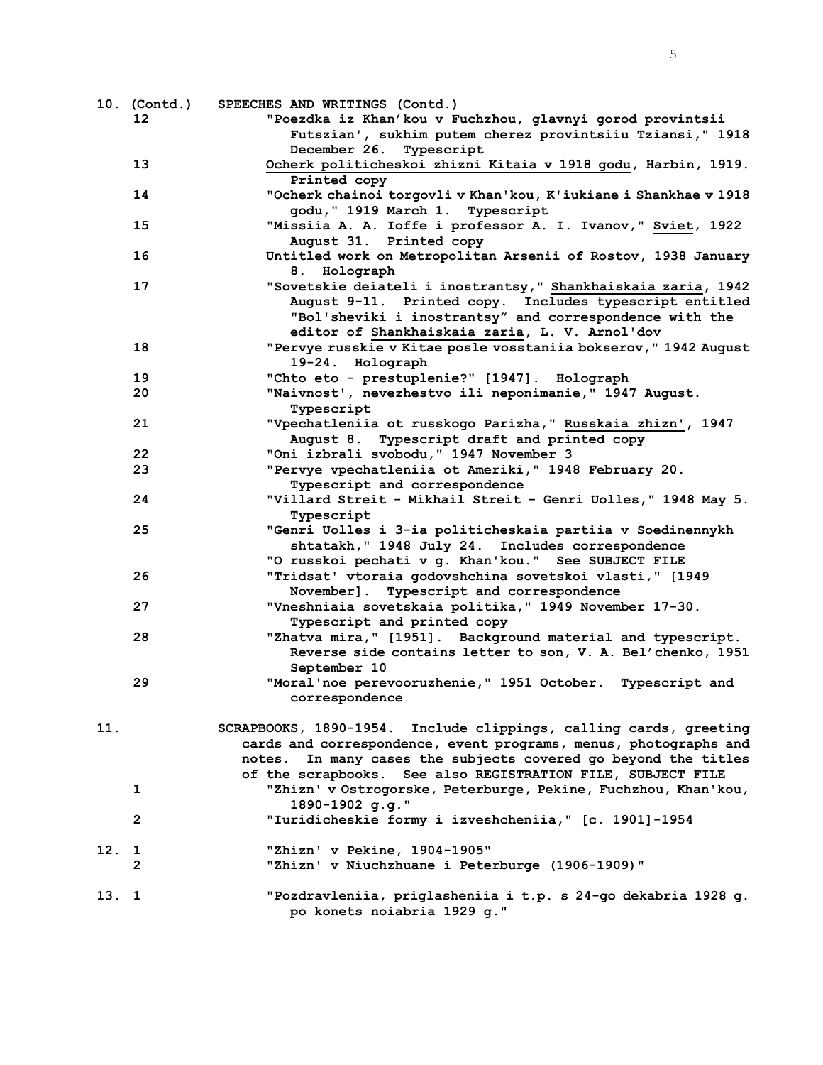| Box | Folder | Contents |
|---|---|---|
| 10. (Contd.) | | **SPEECHES AND WRITINGS (Contd.)** |
| | 12 | "Poezdka iz Khan'kou v Fuchzhou, glavnyi gorod provintsii Futszian', sukhim putem cherez provintsiiu Tziansi," 1918 December 26. Typescript |
| | 13 | <u>Ocherk politicheskoi zhizni Kitaia v 1918 godu</u>, Harbin, 1919. Printed copy |
| | 14 | "Ocherk chainoi torgovli v Khan'kou, K'iukiane i Shankhae v 1918 godu," 1919 March 1. Typescript |
| | 15 | "Missiia A. A. Ioffe i professor A. I. Ivanov," <u>Sviet</u>, 1922 August 31. Printed copy |
| | 16 | Untitled work on Metropolitan Arsenii of Rostov, 1938 January 8. Holograph |
| | 17 | "Sovetskie deiateli i inostrantsy," <u>Shankhaiskaia zaria</u>, 1942 August 9-11. Printed copy. Includes typescript entitled "Bol'sheviki i inostrantsy" and correspondence with the editor of <u>Shankhaiskaia zaria</u>, L. V. Arnol'dov |
| | 18 | "Pervye russkie v Kitae posle vosstaniia bokserov," 1942 August 19-24. Holograph |
| | 19 | "Chto eto - prestuplenie?" [1947]. Holograph |
| | 20 | "Naivnost', nevezhestvo ili neponimanie," 1947 August. Typescript |
| | 21 | "Vpechatleniia ot russkogo Parizha," <u>Russkaia zhizn'</u>, 1947 August 8. Typescript draft and printed copy |
| | 22 | "Oni izbrali svobodu," 1947 November 3 |
| | 23 | "Pervye vpechatleniia ot Ameriki," 1948 February 20. Typescript and correspondence |
| | 24 | "Villard Streit - Mikhail Streit - Genri Uolles," 1948 May 5. Typescript |
| | 25 | "Genri Uolles i 3-ia politicheskaia partiia v Soedinennykh shtatakh," 1948 July 24. Includes correspondence |
| | | "O russkoi pechati v g. Khan'kou." See SUBJECT FILE |
| | 26 | "Tridsat' vtoraia godovshchina sovetskoi vlasti," [1949 November]. Typescript and correspondence |
| | 27 | "Vneshniaia sovetskaia politika," 1949 November 17-30. Typescript and printed copy |
| | 28 | "Zhatva mira," [1951]. Background material and typescript. Reverse side contains letter to son, V. A. Bel'chenko, 1951 September 10 |
| | 29 | "Moral'noe perevooruzhenie," 1951 October. Typescript and correspondence |
| 11. | | **SCRAPBOOKS, 1890-1954.** Include clippings, calling cards, greeting cards and correspondence, event programs, menus, photographs and notes. In many cases the subjects covered go beyond the titles of the scrapbooks. See also REGISTRATION FILE, SUBJECT FILE |
| | 1 | "Zhizn' v Ostrogorske, Peterburge, Pekine, Fuchzhou, Khan'kou, 1890-1902 g.g." |
| | 2 | "Iuridicheskie formy i izveshcheniia," [c. 1901]-1954 |
| 12. | 1 | "Zhizn' v Pekine, 1904-1905" |
| | 2 | "Zhizn' v Niuchzhuane i Peterburge (1906-1909)" |
| 13. | 1 | "Pozdravleniia, priglasheniia i t.p. s 24-go dekabria 1928 g. po konets noiabria 1929 g." |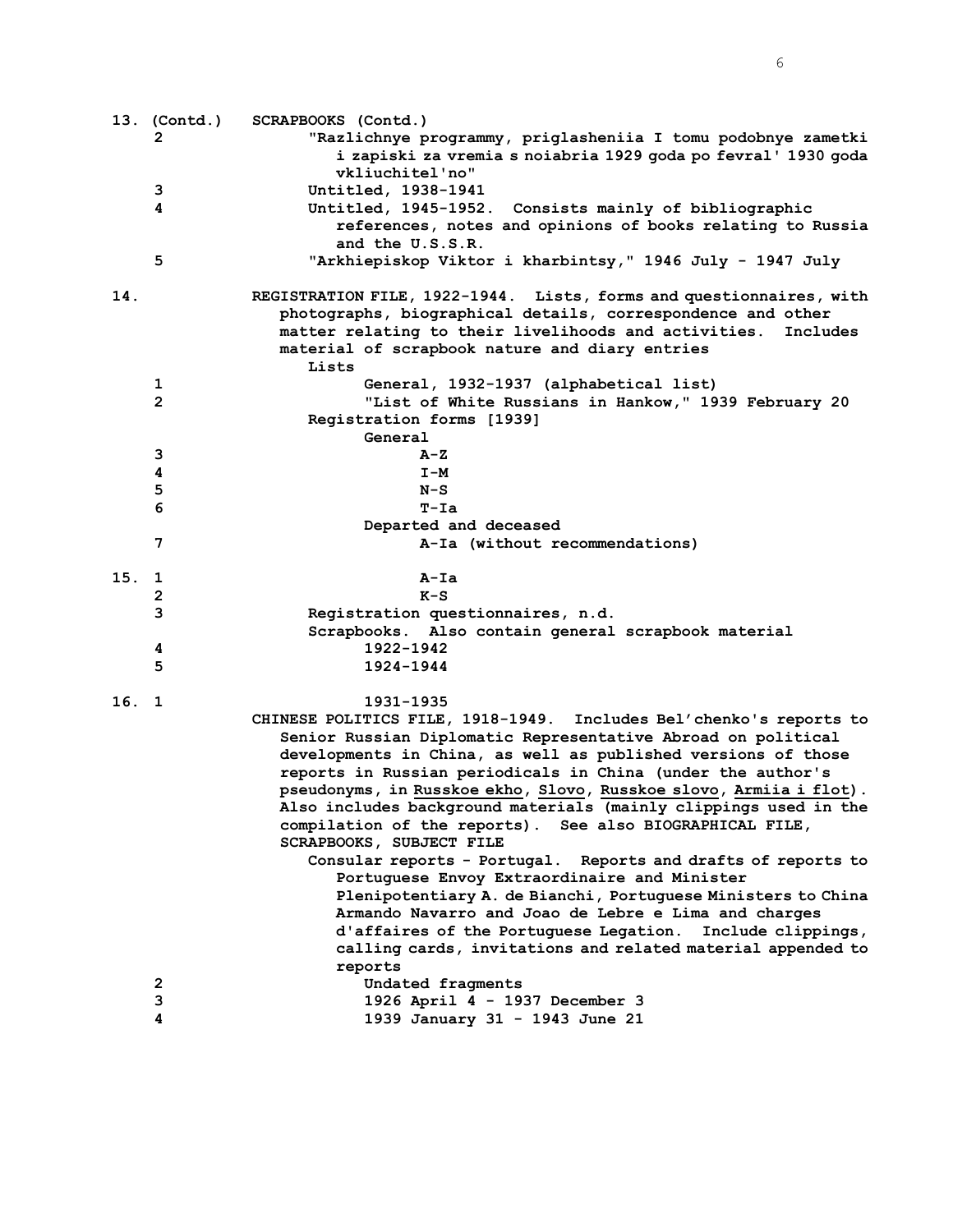13. (Contd.) SCRAPBOOKS (Contd.)

2 "Razlichnye programmy, priglasheniia I tomu podobnye zametki i zapiski za vremia s noiabria 1929 goda po fevral' 1930 goda vkliuchitel'no"

3 Untitled, 1938-1941

4 Untitled, 1945-1952. Consists mainly of bibliographic references, notes and opinions of books relating to Russia and the U.S.S.R.

5 "Arkhiepiskop Viktor i kharbintsy," 1946 July - 1947 July

14. REGISTRATION FILE, 1922-1944. Lists, forms and questionnaires, with photographs, biographical details, correspondence and other matter relating to their livelihoods and activities. Includes material of scrapbook nature and diary entries

Lists

1 General, 1932-1937 (alphabetical list)

2 "List of White Russians in Hankow," 1939 February 20

Registration forms [1939]

General

3 A-Z

4 I-M

5 N-S

6 T-Ia

Departed and deceased

7 A-Ia (without recommendations)

15. 1 A-Ia

2 K-S

3 Registration questionnaires, n.d.

Scrapbooks. Also contain general scrapbook material

4 1922-1942

5 1924-1944

16. 1 1931-1935

CHINESE POLITICS FILE, 1918-1949. Includes Bel'chenko's reports to Senior Russian Diplomatic Representative Abroad on political developments in China, as well as published versions of those reports in Russian periodicals in China (under the author's pseudonyms, in Russkoe ekho, Slovo, Russkoe slovo, Armiia i flot). Also includes background materials (mainly clippings used in the compilation of the reports). See also BIOGRAPHICAL FILE, SCRAPBOOKS, SUBJECT FILE

Consular reports - Portugal. Reports and drafts of reports to Portuguese Envoy Extraordinaire and Minister Plenipotentiary A. de Bianchi, Portuguese Ministers to China Armando Navarro and Joao de Lebre e Lima and charges d'affaires of the Portuguese Legation. Include clippings, calling cards, invitations and related material appended to reports

2 Undated fragments

3 1926 April 4 - 1937 December 3

4 1939 January 31 - 1943 June 21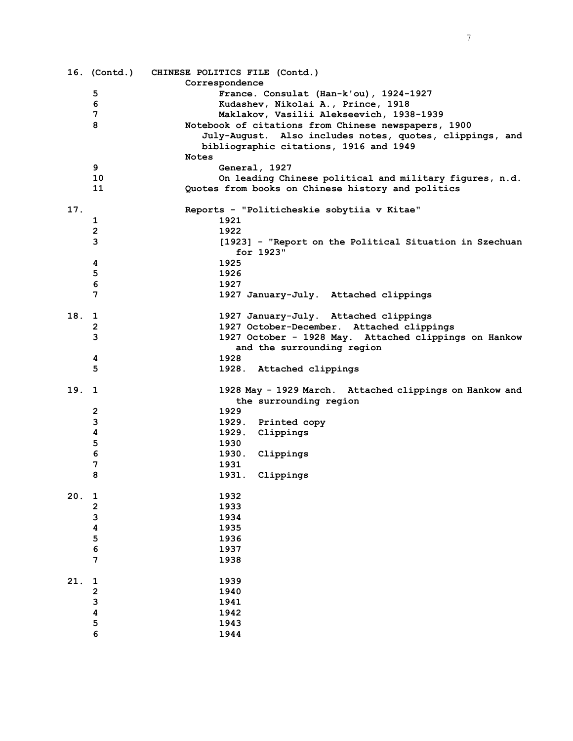16. (Contd.) CHINESE POLITICS FILE (Contd.)

Correspondence

- 5 — France. Consulat (Han-k'ou), 1924-1927
- 6 — Kudashev, Nikolai A., Prince, 1918
- 7 — Maklakov, Vasilii Alekseevich, 1938-1939
- 8 — Notebook of citations from Chinese newspapers, 1900 July-August. Also includes notes, quotes, clippings, and bibliographic citations, 1916 and 1949

Notes

- 9 — General, 1927
- 10 — On leading Chinese political and military figures, n.d.
- 11 — Quotes from books on Chinese history and politics

17. Reports - "Politicheskie sobytiia v Kitae"

- 1 — 1921
- 2 — 1922
- 3 — [1923] - "Report on the Political Situation in Szechuan for 1923"
- 4 — 1925
- 5 — 1926
- 6 — 1927
- 7 — 1927 January-July. Attached clippings

18.

- 1 — 1927 January-July. Attached clippings
- 2 — 1927 October-December. Attached clippings
- 3 — 1927 October - 1928 May. Attached clippings on Hankow and the surrounding region
- 4 — 1928
- 5 — 1928. Attached clippings

19.

- 1 — 1928 May - 1929 March. Attached clippings on Hankow and the surrounding region
- 2 — 1929
- 3 — 1929. Printed copy
- 4 — 1929. Clippings
- 5 — 1930
- 6 — 1930. Clippings
- 7 — 1931
- 8 — 1931. Clippings

20.

- 1 — 1932
- 2 — 1933
- 3 — 1934
- 4 — 1935
- 5 — 1936
- 6 — 1937
- 7 — 1938

21.

- 1 — 1939
- 2 — 1940
- 3 — 1941
- 4 — 1942
- 5 — 1943
- 6 — 1944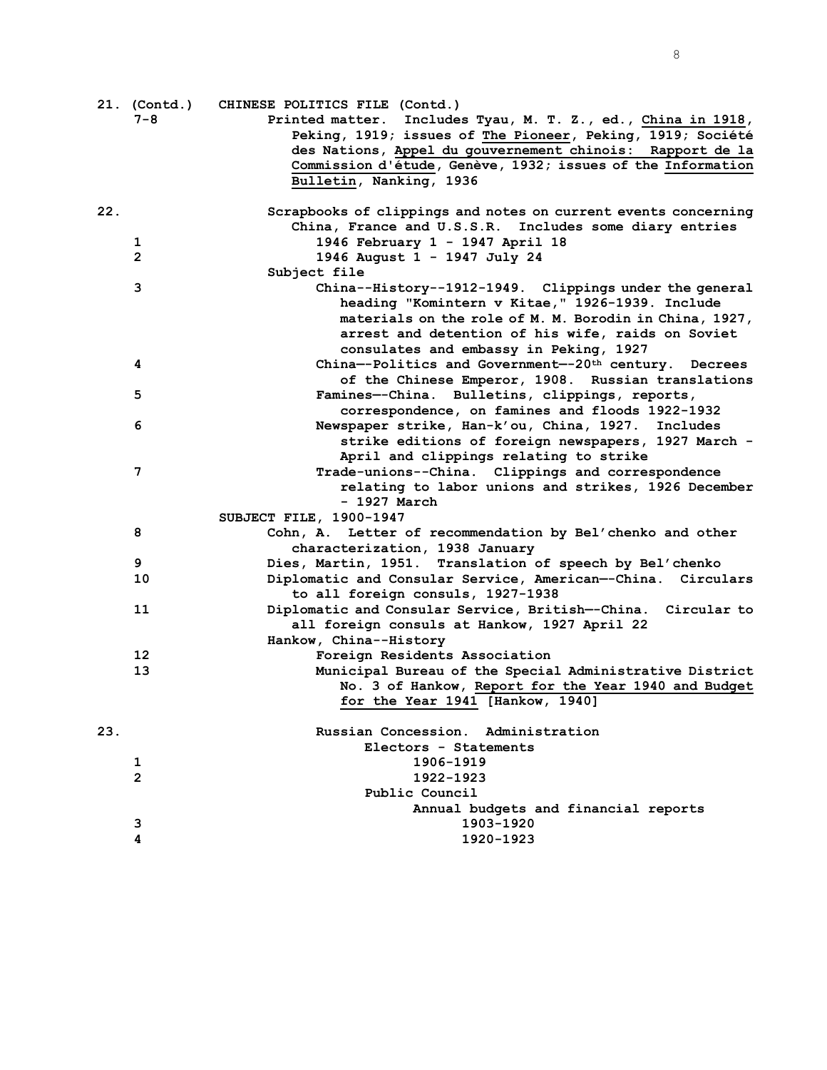**21. (Contd.)** **CHINESE POLITICS FILE (Contd.)**

**7-8** Printed matter. Includes Tyau, M. T. Z., ed., China in 1918, Peking, 1919; issues of The Pioneer, Peking, 1919; Société des Nations, Appel du gouvernement chinois: Rapport de la Commission d'étude, Genève, 1932; issues of the Information Bulletin, Nanking, 1936

**22.** Scrapbooks of clippings and notes on current events concerning China, France and U.S.S.R. Includes some diary entries

**1** 1946 February 1 - 1947 April 18

**2** 1946 August 1 - 1947 July 24

Subject file

**3** China--History--1912-1949. Clippings under the general heading "Komintern v Kitae," 1926-1939. Includes materials on the role of M. M. Borodin in China, 1927, arrest and detention of his wife, raids on Soviet consulates and embassy in Peking, 1927

**4** China—-Politics and Government—-20th century. Decrees of the Chinese Emperor, 1908. Russian translations

**5** Famines—-China. Bulletins, clippings, reports, correspondence, on famines and floods 1922-1932

**6** Newspaper strike, Han-k'ou, China, 1927. Includes strike editions of foreign newspapers, 1927 March - April and clippings relating to strike

**7** Trade-unions--China. Clippings and correspondence relating to labor unions and strikes, 1926 December - 1927 March

**SUBJECT FILE, 1900-1947**

**8** Cohn, A. Letter of recommendation by Bel'chenko and other characterization, 1938 January

**9** Dies, Martin, 1951. Translation of speech by Bel'chenko

**10** Diplomatic and Consular Service, American—-China. Circulars to all foreign consuls, 1927-1938

**11** Diplomatic and Consular Service, British—-China. Circular to all foreign consuls at Hankow, 1927 April 22

Hankow, China--History

**12** Foreign Residents Association

**13** Municipal Bureau of the Special Administrative District No. 3 of Hankow, Report for the Year 1940 and Budget for the Year 1941 [Hankow, 1940]

**23.** Russian Concession. Administration

Electors - Statements

**1** 1906-1919

**2** 1922-1923

Public Council

Annual budgets and financial reports

**3** 1903-1920

**4** 1920-1923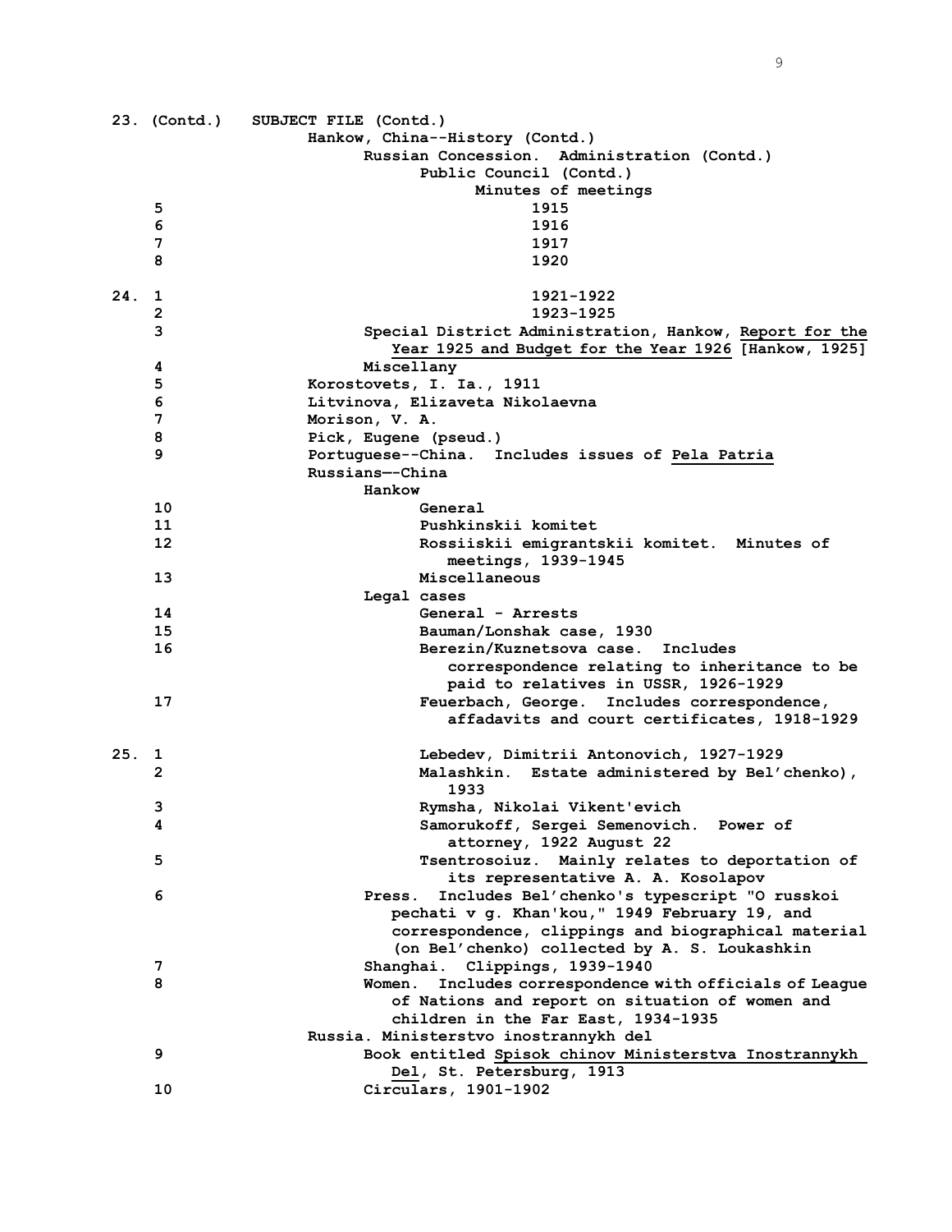**23. (Contd.)** SUBJECT FILE (Contd.)

Hankow, China--History (Contd.)

Russian Concession. Administration (Contd.)

Public Council (Contd.)

Minutes of meetings

- 5 — 1915
- 6 — 1916
- 7 — 1917
- 8 — 1920

**24.**

- 1 — 1921-1922
- 2 — 1923-1925
- 3 — Special District Administration, Hankow, _Report for the Year 1925 and Budget for the Year 1926_ [Hankow, 1925]
- 4 — Miscellany
- 5 — Korostovets, I. Ia., 1911
- 6 — Litvinova, Elizaveta Nikolaevna
- 7 — Morison, V. A.
- 8 — Pick, Eugene (pseud.)
- 9 — Portuguese--China. Includes issues of _Pela Patria_

Russians—-China

Hankow

- 10 — General
- 11 — Pushkinskii komitet
- 12 — Rossiiskii emigrantskii komitet. Minutes of meetings, 1939-1945
- 13 — Miscellaneous

Legal cases

- 14 — General - Arrests
- 15 — Bauman/Lonshak case, 1930
- 16 — Berezin/Kuznetsova case. Includes correspondence relating to inheritance to be paid to relatives in USSR, 1926-1929
- 17 — Feuerbach, George. Includes correspondence, affadavits and court certificates, 1918-1929

**25.**

- 1 — Lebedev, Dimitrii Antonovich, 1927-1929
- 2 — Malashkin. Estate administered by Bel'chenko), 1933
- 3 — Rymsha, Nikolai Vikent'evich
- 4 — Samorukoff, Sergei Semenovich. Power of attorney, 1922 August 22
- 5 — Tsentrosoiuz. Mainly relates to deportation of its representative A. A. Kosolapov
- 6 — Press. Includes Bel'chenko's typescript "O russkoi pechati v g. Khan'kou," 1949 February 19, and correspondence, clippings and biographical material (on Bel'chenko) collected by A. S. Loukashkin
- 7 — Shanghai. Clippings, 1939-1940
- 8 — Women. Includes correspondence with officials of League of Nations and report on situation of women and children in the Far East, 1934-1935

Russia. Ministerstvo inostrannykh del

- 9 — Book entitled _Spisok chinov Ministerstva Inostrannykh Del_, St. Petersburg, 1913
- 10 — Circulars, 1901-1902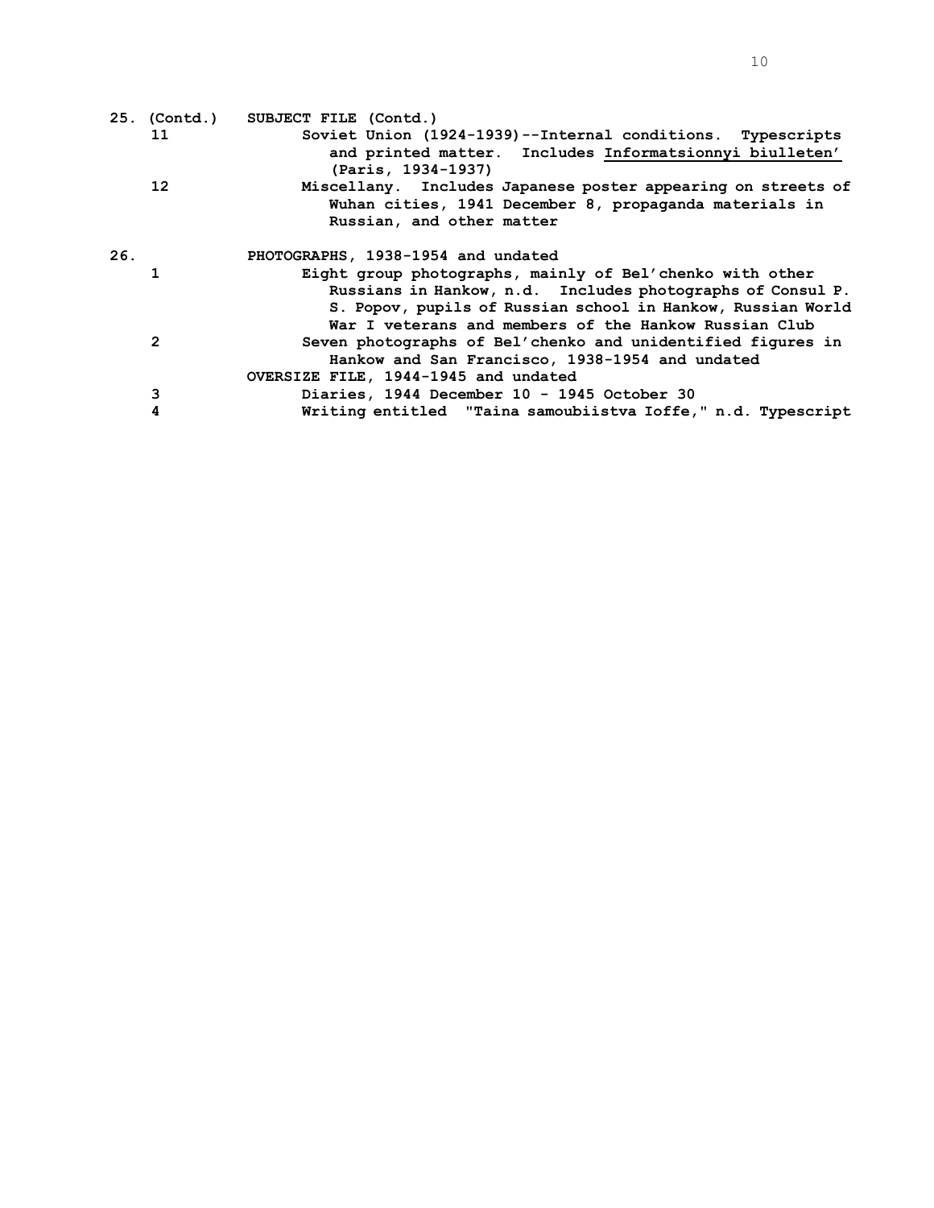**25. (Contd.)** **SUBJECT FILE (Contd.)**

**11** **Soviet Union (1924-1939)--Internal conditions. Typescripts and printed matter. Includes <u>Informatsionnyi biulleten'</u> (Paris, 1934-1937)**

**12** **Miscellany. Includes Japanese poster appearing on streets of Wuhan cities, 1941 December 8, propaganda materials in Russian, and other matter**

**26.** **PHOTOGRAPHS, 1938-1954 and undated**

**1** **Eight group photographs, mainly of Bel'chenko with other Russians in Hankow, n.d. Includes photographs of Consul P. S. Popov, pupils of Russian school in Hankow, Russian World War I veterans and members of the Hankow Russian Club**

**2** **Seven photographs of Bel'chenko and unidentified figures in Hankow and San Francisco, 1938-1954 and undated**

**OVERSIZE FILE, 1944-1945 and undated**

**3** **Diaries, 1944 December 10 - 1945 October 30**

**4** **Writing entitled "Taina samoubiistva Ioffe," n.d. Typescript**